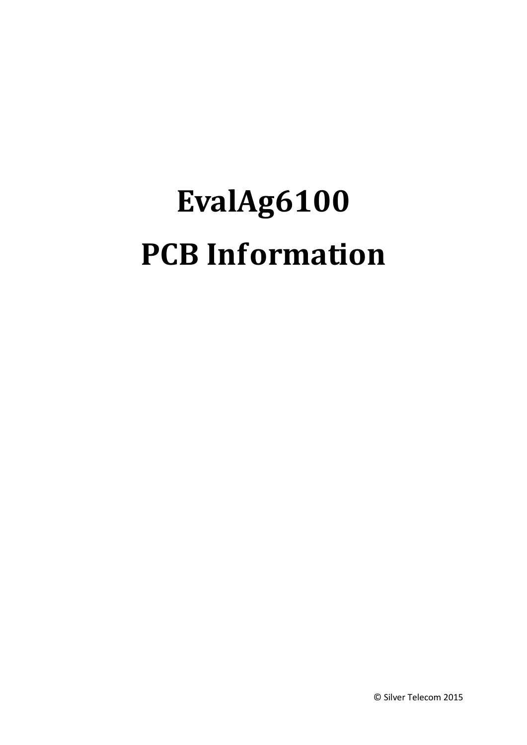# EvalAg6100

# PCB Information

© Silver Telecom 2015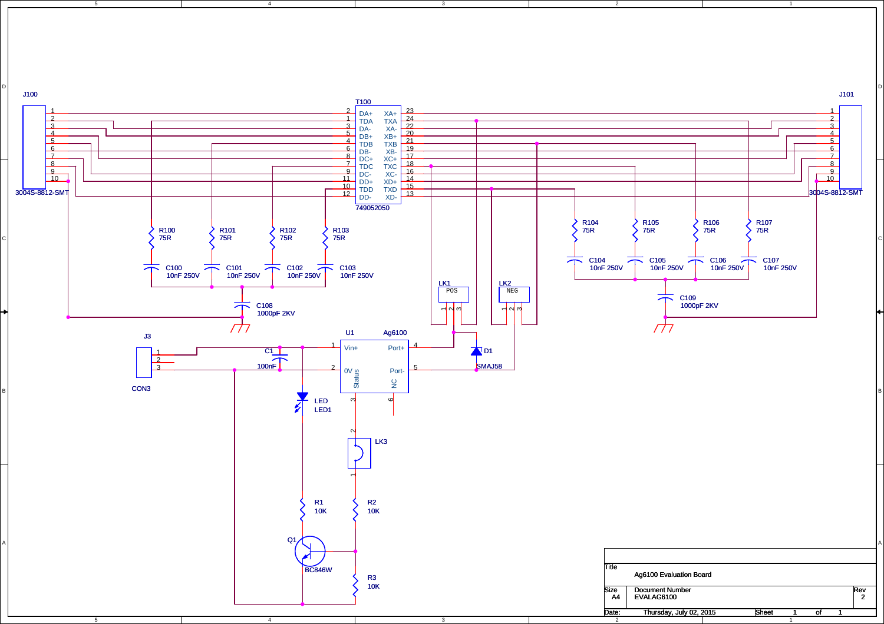J100

3004S-8812-SMT

T100

| Pin | Name | Name | Pin |
|---|---|---|---|
| 2 | DA+ | XA+ | 23 |
| 1 | TDA | TXA | 24 |
| 3 | DA- | XA- | 22 |
| 5 | DB+ | XB+ | 20 |
| 4 | TDB | TXB | 21 |
| 6 | DB- | XB- | 19 |
| 8 | DC+ | XC+ | 17 |
| 7 | TDC | TXC | 18 |
| 9 | DC- | XC- | 16 |
| 11 | DD+ | XD+ | 14 |
| 10 | TDD | TXD | 15 |
| 12 | DD- | XD- | 13 |

749052050

J101

3004S-8812-SMT

R100 75R, R101 75R, R102 75R, R103 75R

C100 10nF 250V, C101 10nF 250V, C102 10nF 250V, C103 10nF 250V

C108 1000pF 2KV

R104 75R, R105 75R, R106 75R, R107 75R

C104 10nF 250V, C105 10nF 250V, C106 10nF 250V, C107 10nF 250V

C109 1000pF 2KV

LK1 POS

LK2 NEG

J3 CON3

C1 100nF

U1 Ag6100

Vin+ (1), 0V (2), Status (3), Port+ (4), Port- (5), NC (6)

D1 SMAJ58

LED LED1

LK3

R1 10K

R2 10K

R3 10K

Q1 BC846W

| | | | |
|---|---|---|---|
| Title | Ag6100 Evaluation Board | | |
| Size A4 | Document Number EVALAG6100 | | Rev 2 |
| Date: | Thursday, July 02, 2015 | Sheet 1 of 1 | |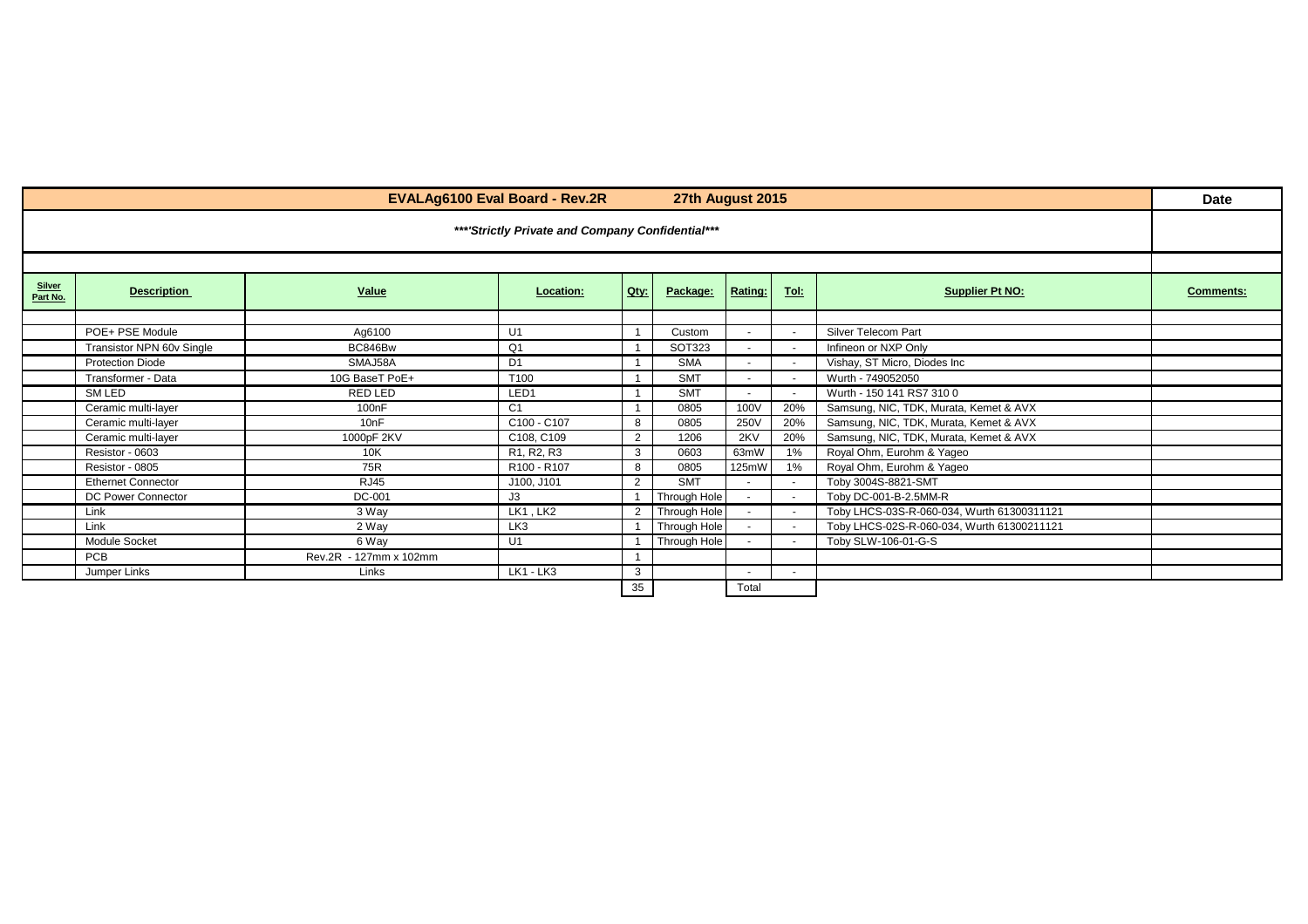| EVALAg6100 Eval Board - Rev.2R | | | 27th August 2015 | | | | | | Date |
|---|---|---|---|---|---|---|---|---|---|
| ***'Strictly Private and Company Confidential*** | | | | | | | | | |
| | | | | | | | | | |
| **Silver Part No.** | **Description** | **Value** | **Location:** | **Qty:** | **Package:** | **Rating:** | **Tol:** | **Supplier Pt NO:** | **Comments:** |
| | | | | | | | | | |
| | POE+ PSE Module | Ag6100 | U1 | 1 | Custom | - | - | Silver Telecom Part | |
| | Transistor NPN 60v Single | BC846Bw | Q1 | 1 | SOT323 | - | - | Infineon or NXP Only | |
| | Protection Diode | SMAJ58A | D1 | 1 | SMA | - | - | Vishay, ST Micro, Diodes Inc | |
| | Transformer - Data | 10G BaseT PoE+ | T100 | 1 | SMT | - | - | Wurth - 749052050 | |
| | SM LED | RED LED | LED1 | 1 | SMT | - | - | Wurth - 150 141 RS7 310 0 | |
| | Ceramic multi-layer | 100nF | C1 | 1 | 0805 | 100V | 20% | Samsung, NIC, TDK, Murata, Kemet & AVX | |
| | Ceramic multi-layer | 10nF | C100 - C107 | 8 | 0805 | 250V | 20% | Samsung, NIC, TDK, Murata, Kemet & AVX | |
| | Ceramic multi-layer | 1000pF 2KV | C108, C109 | 2 | 1206 | 2KV | 20% | Samsung, NIC, TDK, Murata, Kemet & AVX | |
| | Resistor - 0603 | 10K | R1, R2, R3 | 3 | 0603 | 63mW | 1% | Royal Ohm, Eurohm & Yageo | |
| | Resistor - 0805 | 75R | R100 - R107 | 8 | 0805 | 125mW | 1% | Royal Ohm, Eurohm & Yageo | |
| | Ethernet Connector | RJ45 | J100, J101 | 2 | SMT | - | - | Toby 3004S-8821-SMT | |
| | DC Power Connector | DC-001 | J3 | 1 | Through Hole | - | - | Toby DC-001-B-2.5MM-R | |
| | Link | 3 Way | LK1 , LK2 | 2 | Through Hole | - | - | Toby LHCS-03S-R-060-034, Wurth 61300311121 | |
| | Link | 2 Way | LK3 | 1 | Through Hole | - | - | Toby LHCS-02S-R-060-034, Wurth 61300211121 | |
| | Module Socket | 6 Way | U1 | 1 | Through Hole | - | - | Toby SLW-106-01-G-S | |
| | PCB | Rev.2R - 127mm x 102mm | | 1 | | | | | |
| | Jumper Links | Links | LK1 - LK3 | 3 | | - | - | | |
| | | | | 35 | | Total | | | |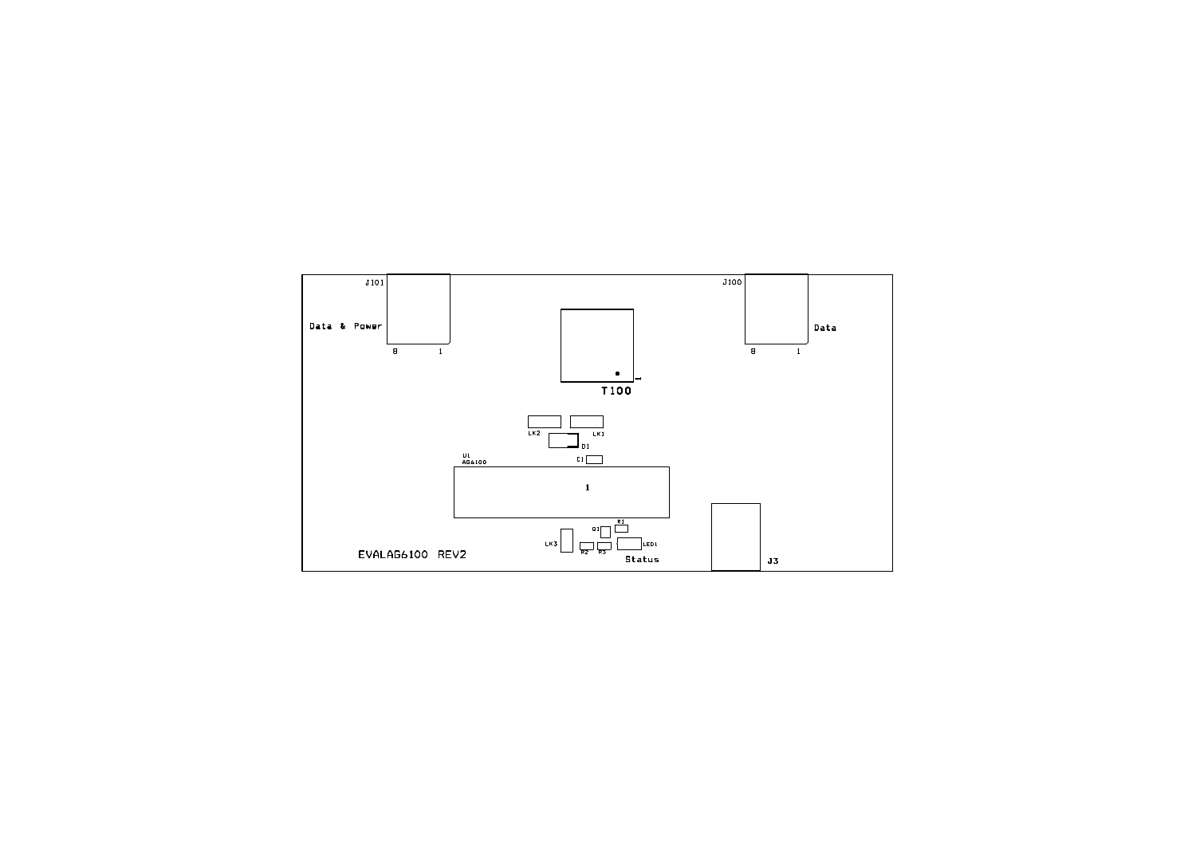J101

Data & Power

8 1

J100

Data

8 1

T100

1

LK2 LK1

D1

C1

U1
AG6100

1

Q1 R1

LK3

R2 R3 LED1

Status

J3

EVALAG6100 REV2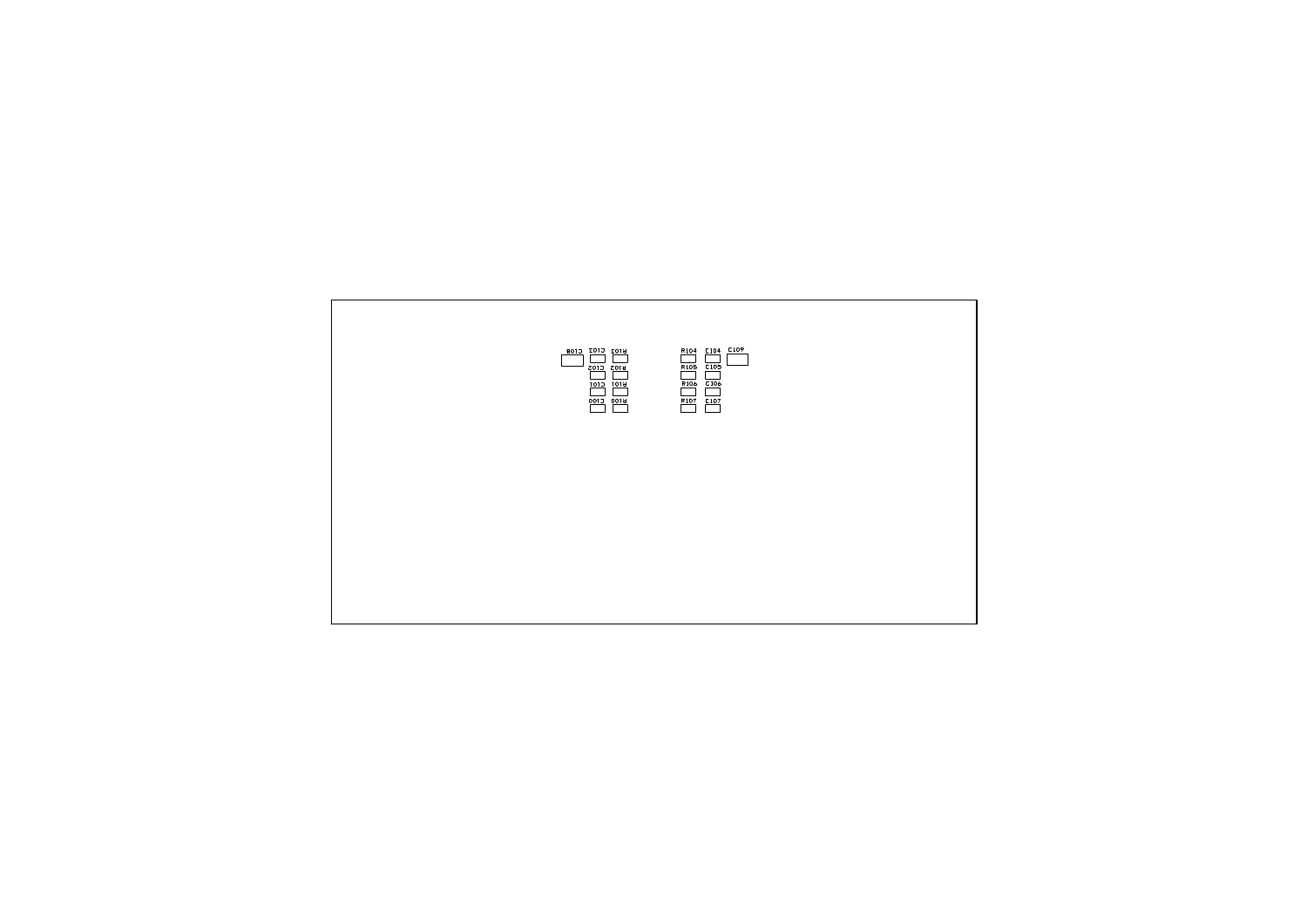C108 C103 R103 R104 C104 C109

C102 R102 R105 C105

C101 R101 R106 C106

C100 R100 R107 C107